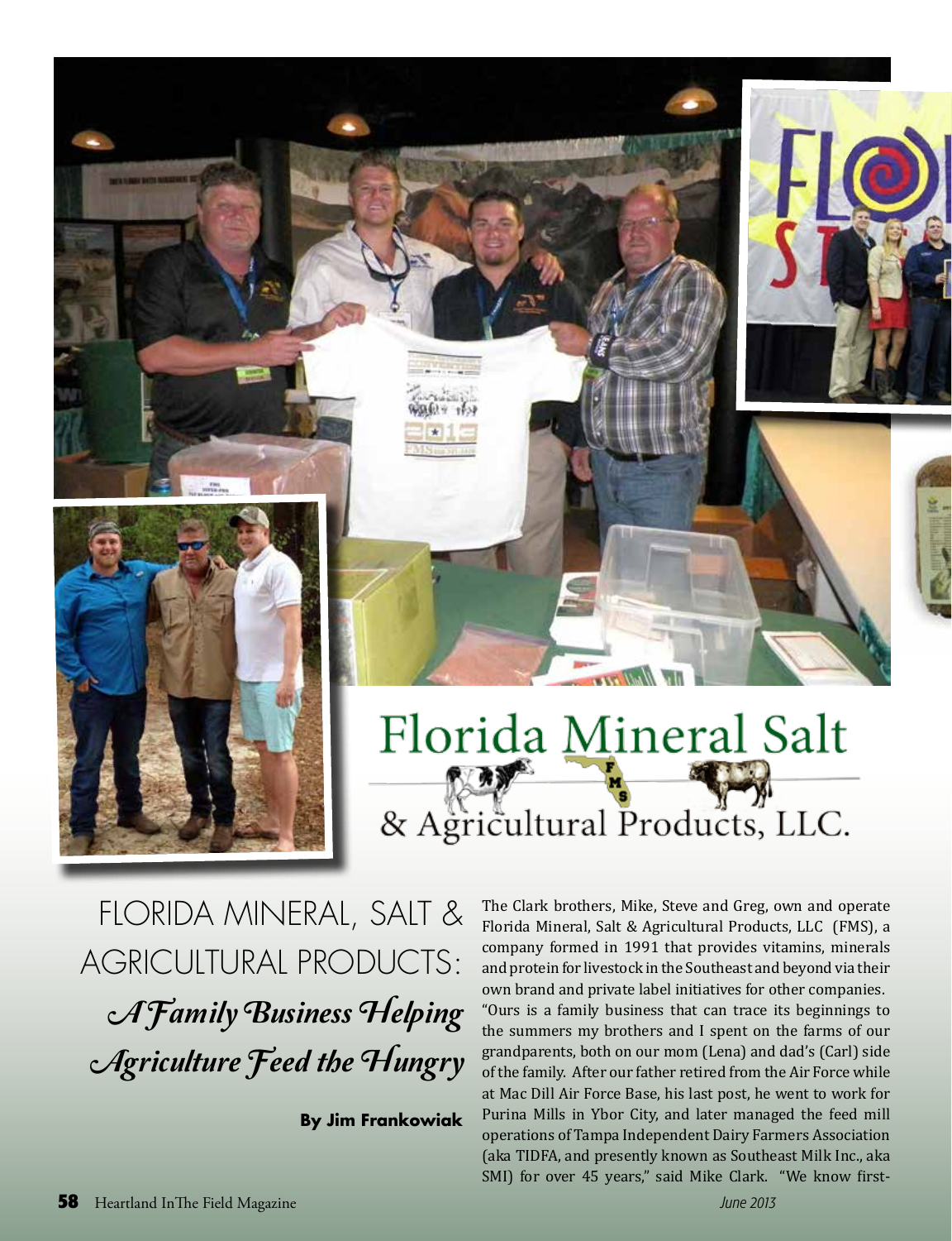Florida Mineral Salt
& Agricultural Products, LLC.

# FLORIDA MINERAL, SALT & AGRICULTURAL PRODUCTS: *A Family Business Helping Agriculture Feed the Hungry*

**By Jim Frankowiak**

The Clark brothers, Mike, Steve and Greg, own and operate Florida Mineral, Salt & Agricultural Products, LLC (FMS), a company formed in 1991 that provides vitamins, minerals and protein for livestock in the Southeast and beyond via their own brand and private label initiatives for other companies.

"Ours is a family business that can trace its beginnings to the summers my brothers and I spent on the farms of our grandparents, both on our mom (Lena) and dad's (Carl) side of the family. After our father retired from the Air Force while at Mac Dill Air Force Base, his last post, he went to work for Purina Mills in Ybor City, and later managed the feed mill operations of Tampa Independent Dairy Farmers Association (aka TIDFA, and presently known as Southeast Milk Inc., aka SMI) for over 45 years," said Mike Clark. "We know first-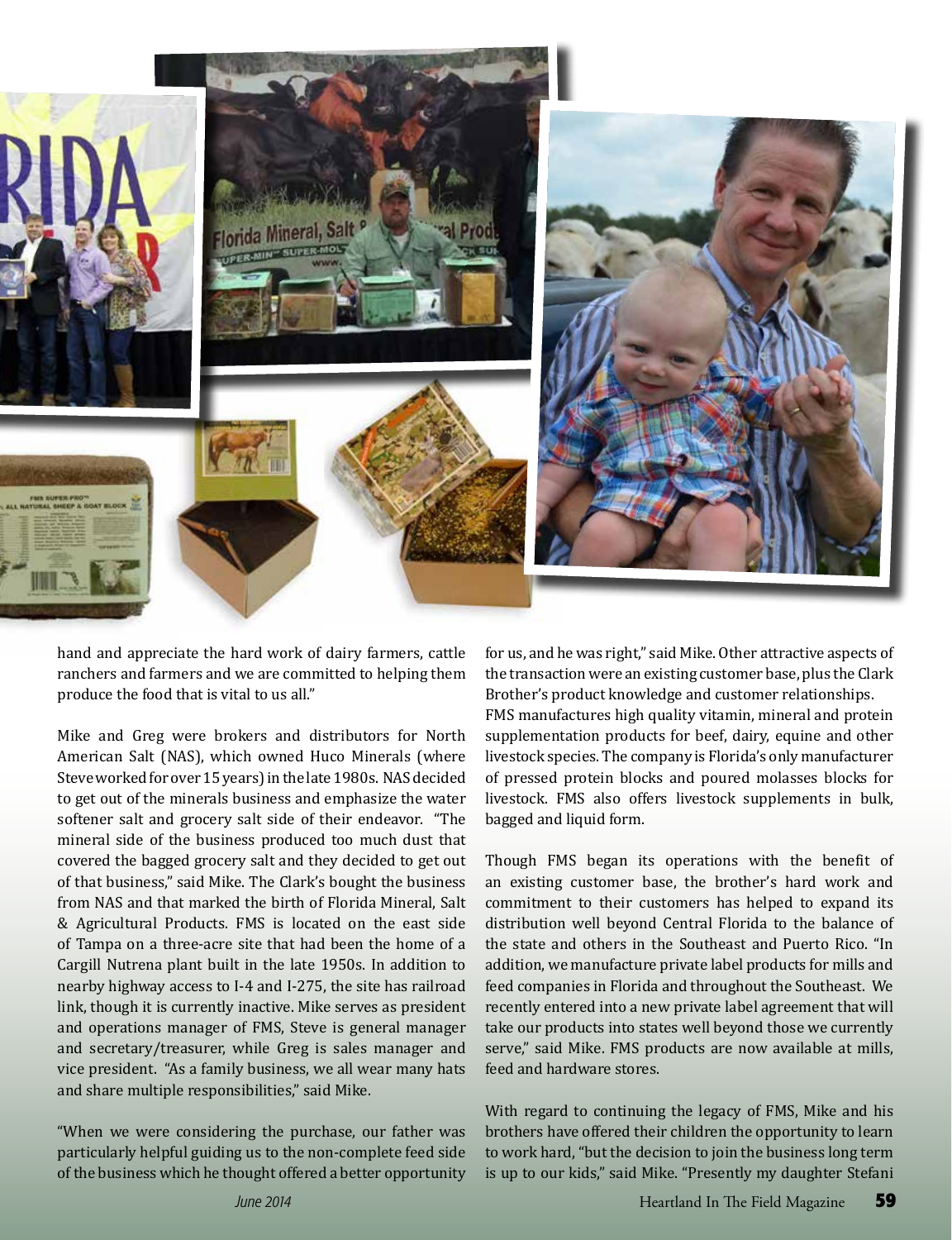hand and appreciate the hard work of dairy farmers, cattle ranchers and farmers and we are committed to helping them produce the food that is vital to us all."

Mike and Greg were brokers and distributors for North American Salt (NAS), which owned Huco Minerals (where Steve worked for over 15 years) in the late 1980s. NAS decided to get out of the minerals business and emphasize the water softener salt and grocery salt side of their endeavor. "The mineral side of the business produced too much dust that covered the bagged grocery salt and they decided to get out of that business," said Mike. The Clark's bought the business from NAS and that marked the birth of Florida Mineral, Salt & Agricultural Products. FMS is located on the east side of Tampa on a three-acre site that had been the home of a Cargill Nutrena plant built in the late 1950s. In addition to nearby highway access to I-4 and I-275, the site has railroad link, though it is currently inactive. Mike serves as president and operations manager of FMS, Steve is general manager and secretary/treasurer, while Greg is sales manager and vice president. "As a family business, we all wear many hats and share multiple responsibilities," said Mike.

"When we were considering the purchase, our father was particularly helpful guiding us to the non-complete feed side of the business which he thought offered a better opportunity for us, and he was right," said Mike. Other attractive aspects of the transaction were an existing customer base, plus the Clark Brother's product knowledge and customer relationships.

FMS manufactures high quality vitamin, mineral and protein supplementation products for beef, dairy, equine and other livestock species. The company is Florida's only manufacturer of pressed protein blocks and poured molasses blocks for livestock. FMS also offers livestock supplements in bulk, bagged and liquid form.

Though FMS began its operations with the benefit of an existing customer base, the brother's hard work and commitment to their customers has helped to expand its distribution well beyond Central Florida to the balance of the state and others in the Southeast and Puerto Rico. "In addition, we manufacture private label products for mills and feed companies in Florida and throughout the Southeast. We recently entered into a new private label agreement that will take our products into states well beyond those we currently serve," said Mike. FMS products are now available at mills, feed and hardware stores.

With regard to continuing the legacy of FMS, Mike and his brothers have offered their children the opportunity to learn to work hard, "but the decision to join the business long term is up to our kids," said Mike. "Presently my daughter Stefani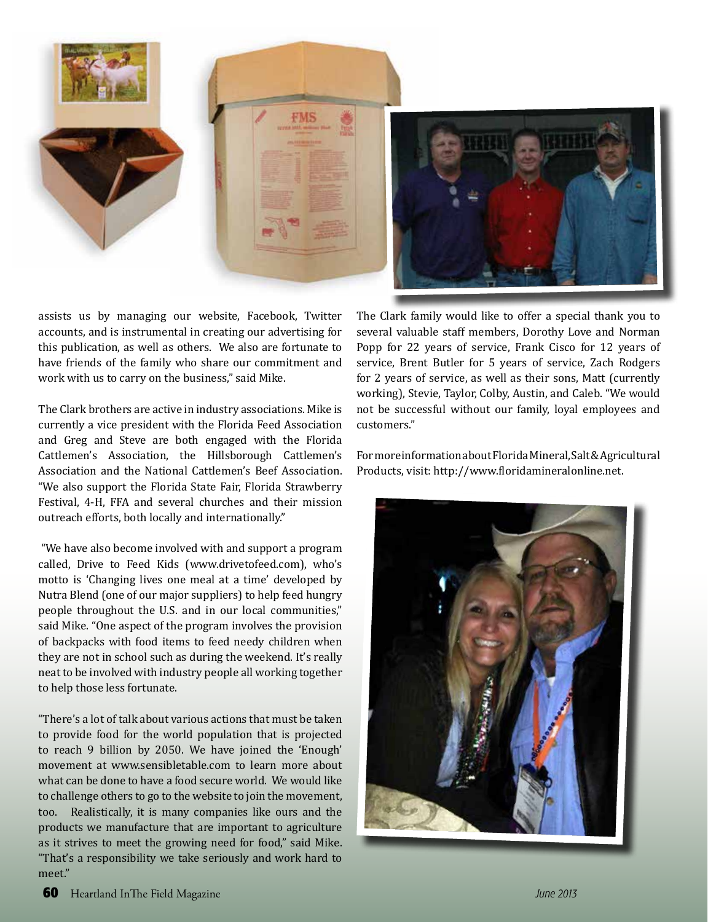assists us by managing our website, Facebook, Twitter accounts, and is instrumental in creating our advertising for this publication, as well as others. We also are fortunate to have friends of the family who share our commitment and work with us to carry on the business," said Mike.

The Clark brothers are active in industry associations. Mike is currently a vice president with the Florida Feed Association and Greg and Steve are both engaged with the Florida Cattlemen's Association, the Hillsborough Cattlemen's Association and the National Cattlemen's Beef Association. "We also support the Florida State Fair, Florida Strawberry Festival, 4-H, FFA and several churches and their mission outreach efforts, both locally and internationally."

"We have also become involved with and support a program called, Drive to Feed Kids (www.drivetofeed.com), who's motto is 'Changing lives one meal at a time' developed by Nutra Blend (one of our major suppliers) to help feed hungry people throughout the U.S. and in our local communities," said Mike. "One aspect of the program involves the provision of backpacks with food items to feed needy children when they are not in school such as during the weekend. It's really neat to be involved with industry people all working together to help those less fortunate.

"There's a lot of talk about various actions that must be taken to provide food for the world population that is projected to reach 9 billion by 2050. We have joined the 'Enough' movement at www.sensibletable.com to learn more about what can be done to have a food secure world. We would like to challenge others to go to the website to join the movement, too. Realistically, it is many companies like ours and the products we manufacture that are important to agriculture as it strives to meet the growing need for food," said Mike. "That's a responsibility we take seriously and work hard to meet."

The Clark family would like to offer a special thank you to several valuable staff members, Dorothy Love and Norman Popp for 22 years of service, Frank Cisco for 12 years of service, Brent Butler for 5 years of service, Zach Rodgers for 2 years of service, as well as their sons, Matt (currently working), Stevie, Taylor, Colby, Austin, and Caleb. "We would not be successful without our family, loyal employees and customers."

For more information about Florida Mineral, Salt & Agricultural Products, visit: http://www.floridamineralonline.net.